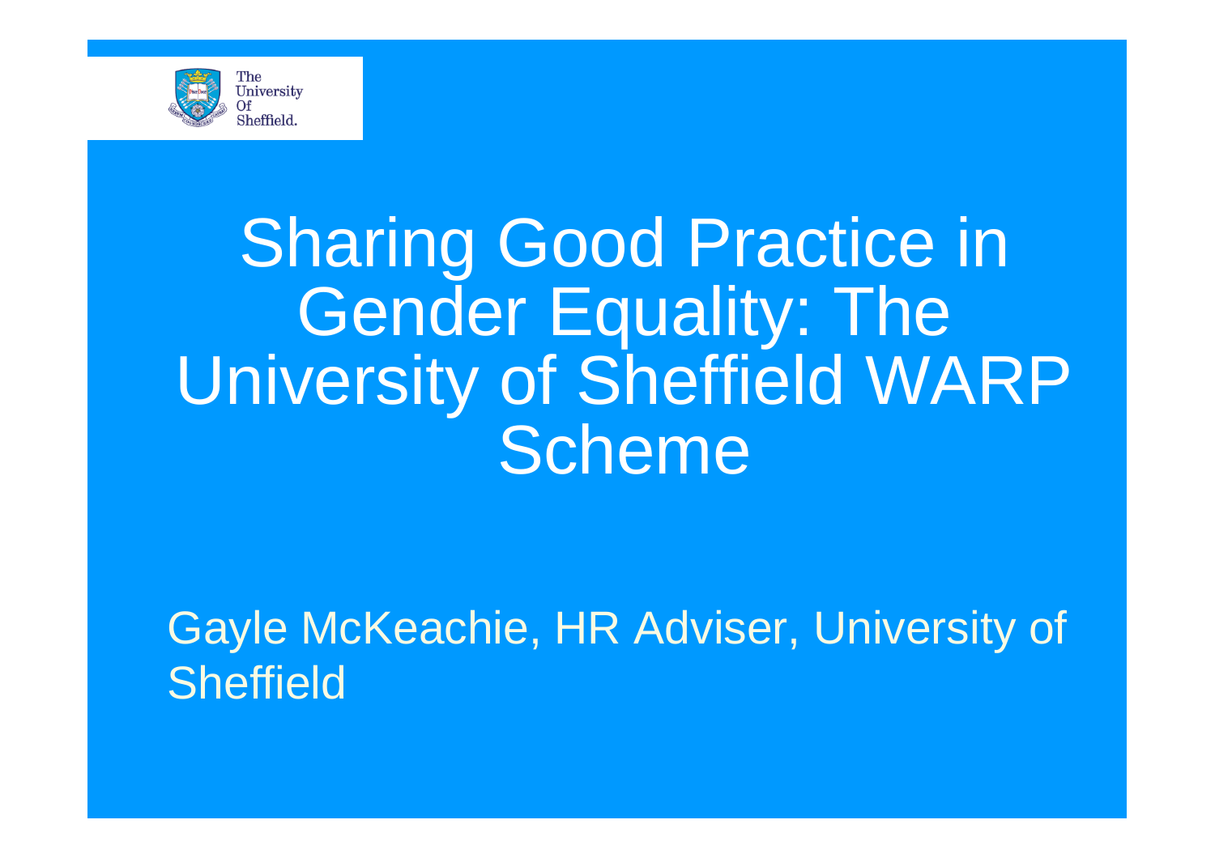# Sharing Good Practice in Gender Equality: The University of Sheffield WARP Scheme

Gayle McKeachie, HR Adviser, University of Sheffield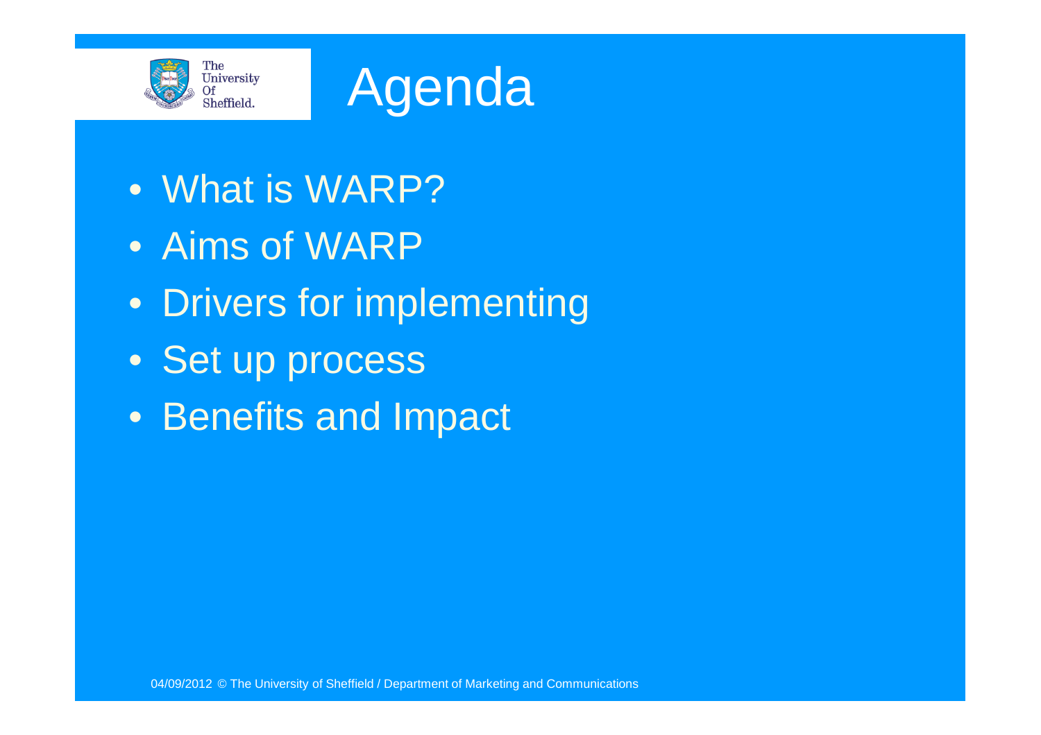# Agenda

- What is WARP?
- Aims of WARP
- Drivers for implementing
- Set up process
- Benefits and Impact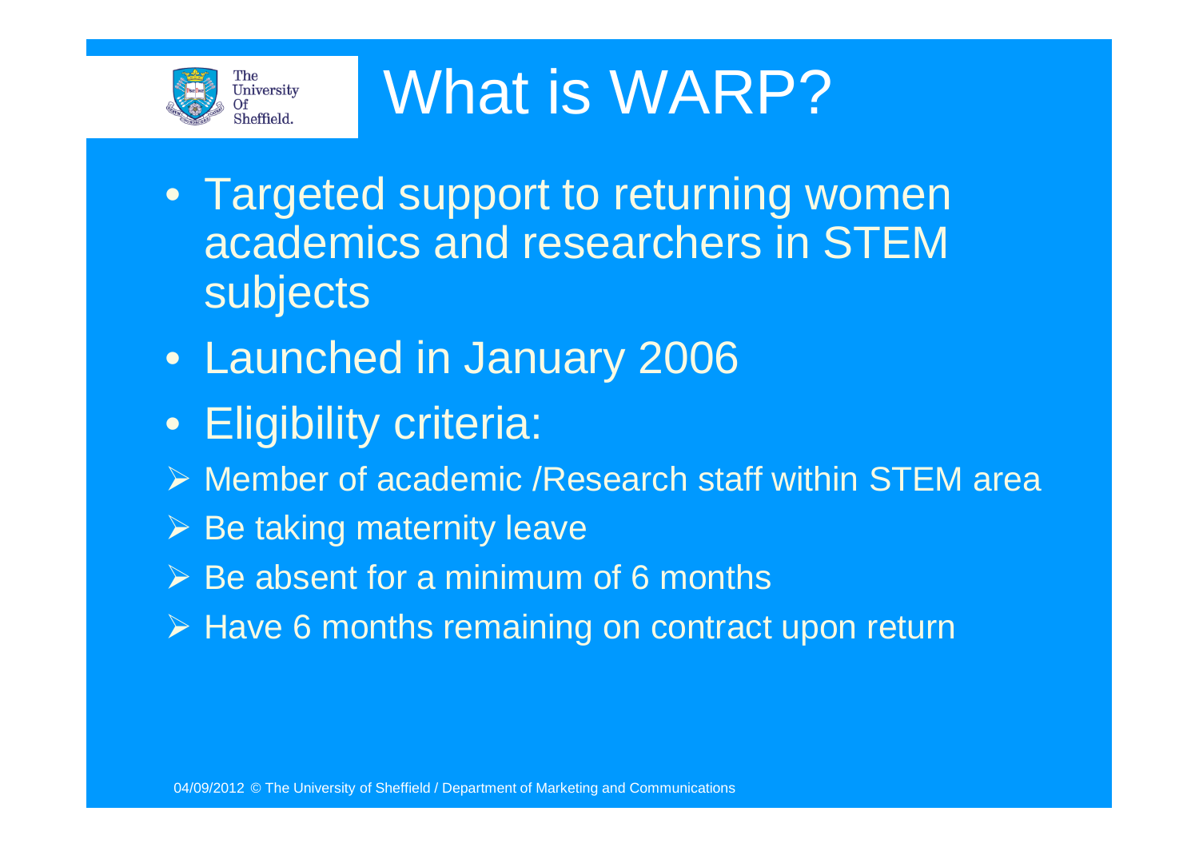# What is WARP?

- Targeted support to returning women academics and researchers in STEM subjects
- Launched in January 2006
- Eligibility criteria:
  - Member of academic /Research staff within STEM area
  - Be taking maternity leave
  - Be absent for a minimum of 6 months
  - Have 6 months remaining on contract upon return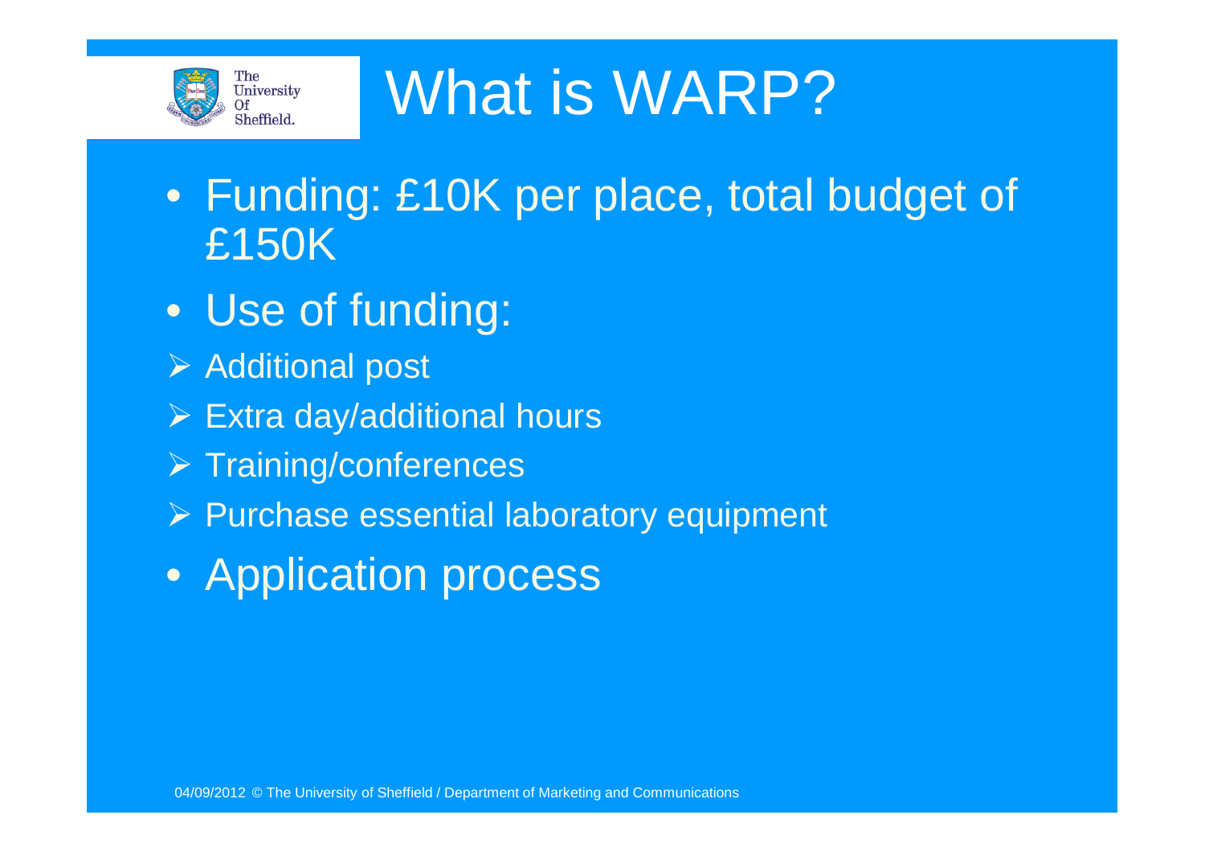# What is WARP?

- Funding: £10K per place, total budget of £150K
- Use of funding:
  - Additional post
  - Extra day/additional hours
  - Training/conferences
  - Purchase essential laboratory equipment
- Application process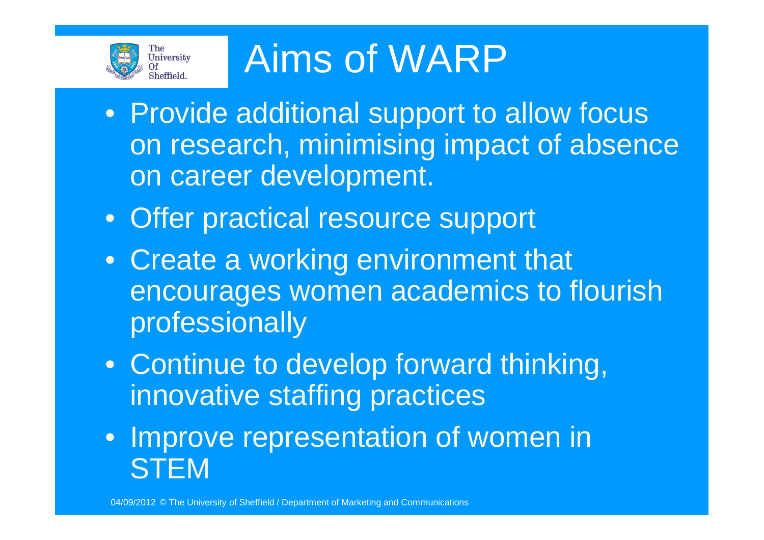# Aims of WARP

- Provide additional support to allow focus on research, minimising impact of absence on career development.
- Offer practical resource support
- Create a working environment that encourages women academics to flourish professionally
- Continue to develop forward thinking, innovative staffing practices
- Improve representation of women in STEM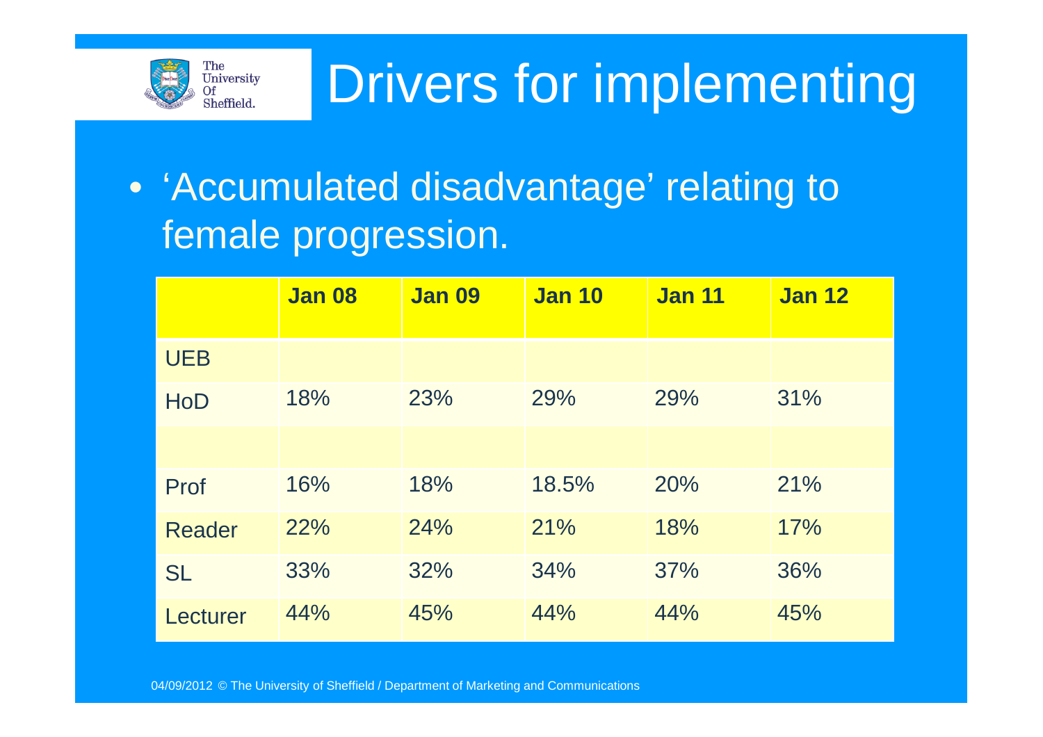# Drivers for implementing

- ‘Accumulated disadvantage’ relating to female progression.

| | Jan 08 | Jan 09 | Jan 10 | Jan 11 | Jan 12 |
|---|---|---|---|---|---|
| UEB | | | | | |
| HoD | 18% | 23% | 29% | 29% | 31% |
| | | | | | |
| Prof | 16% | 18% | 18.5% | 20% | 21% |
| Reader | 22% | 24% | 21% | 18% | 17% |
| SL | 33% | 32% | 34% | 37% | 36% |
| Lecturer | 44% | 45% | 44% | 44% | 45% |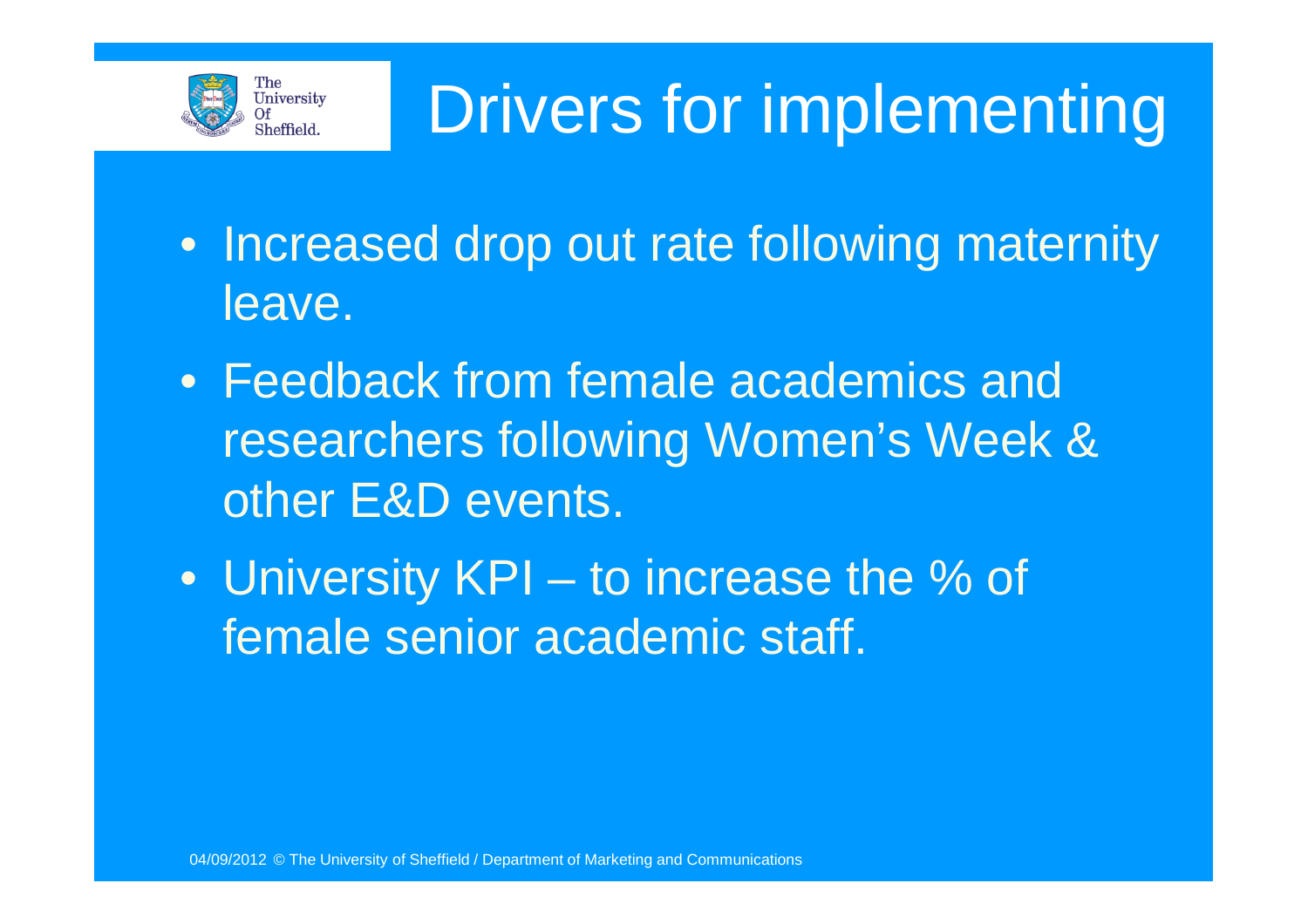# Drivers for implementing

- Increased drop out rate following maternity leave.
- Feedback from female academics and researchers following Women's Week & other E&D events.
- University KPI – to increase the % of female senior academic staff.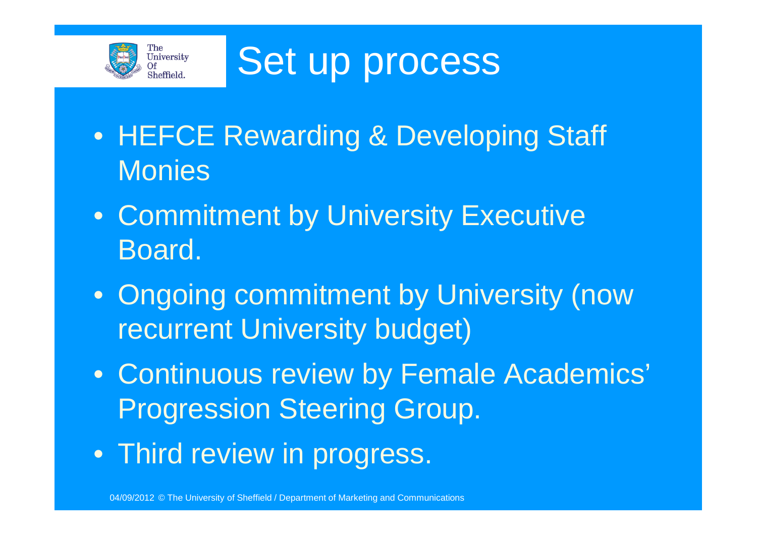# Set up process

- HEFCE Rewarding & Developing Staff Monies
- Commitment by University Executive Board.
- Ongoing commitment by University (now recurrent University budget)
- Continuous review by Female Academics' Progression Steering Group.
- Third review in progress.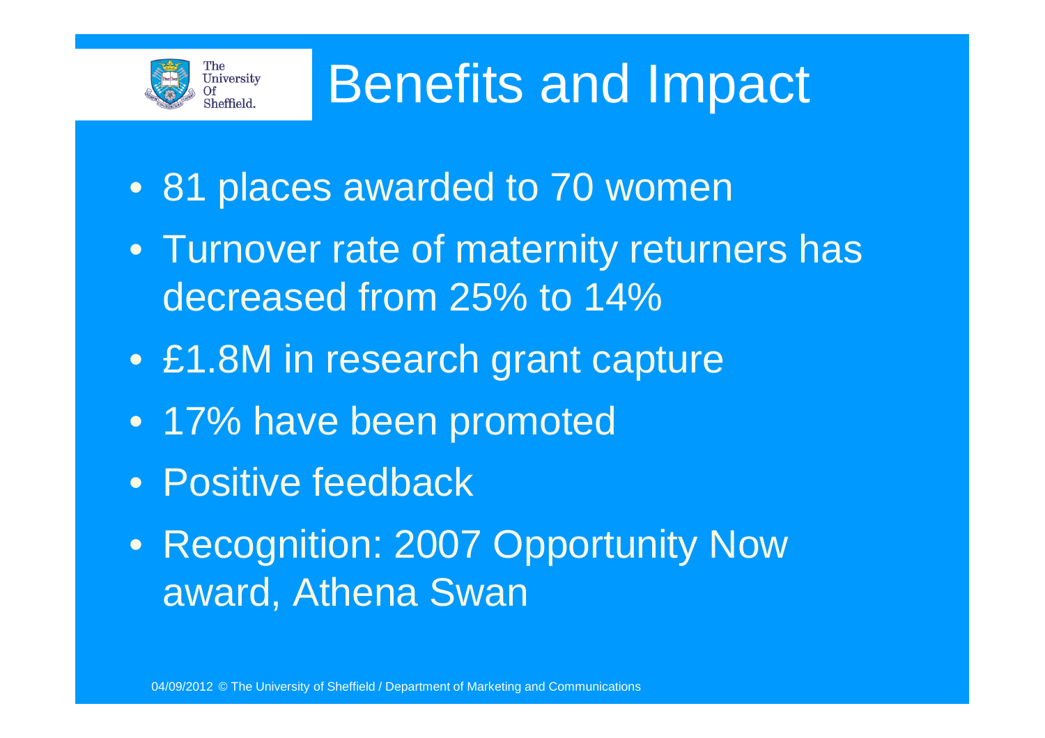# Benefits and Impact

- 81 places awarded to 70 women
- Turnover rate of maternity returners has decreased from 25% to 14%
- £1.8M in research grant capture
- 17% have been promoted
- Positive feedback
- Recognition: 2007 Opportunity Now award, Athena Swan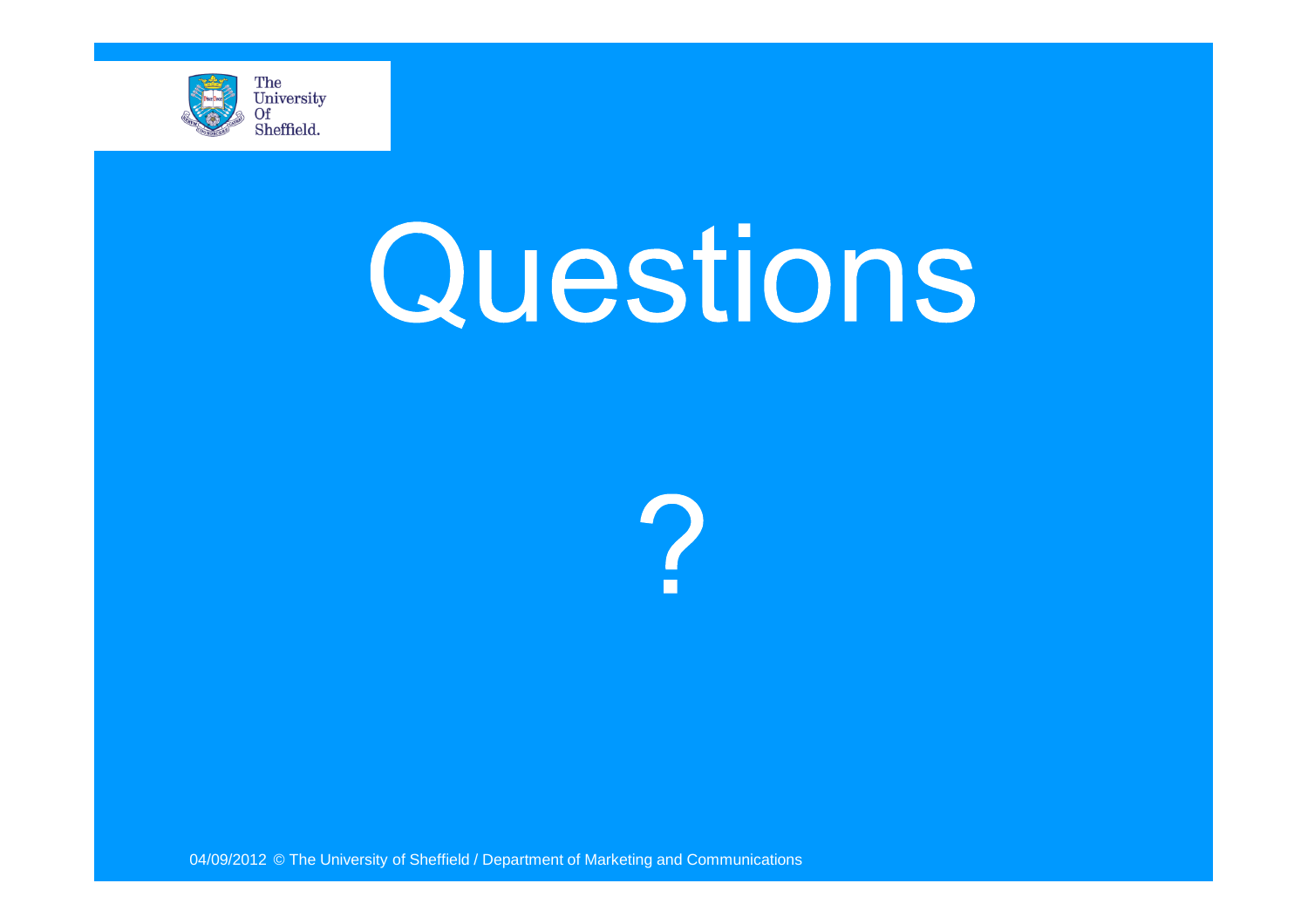# Questions

?